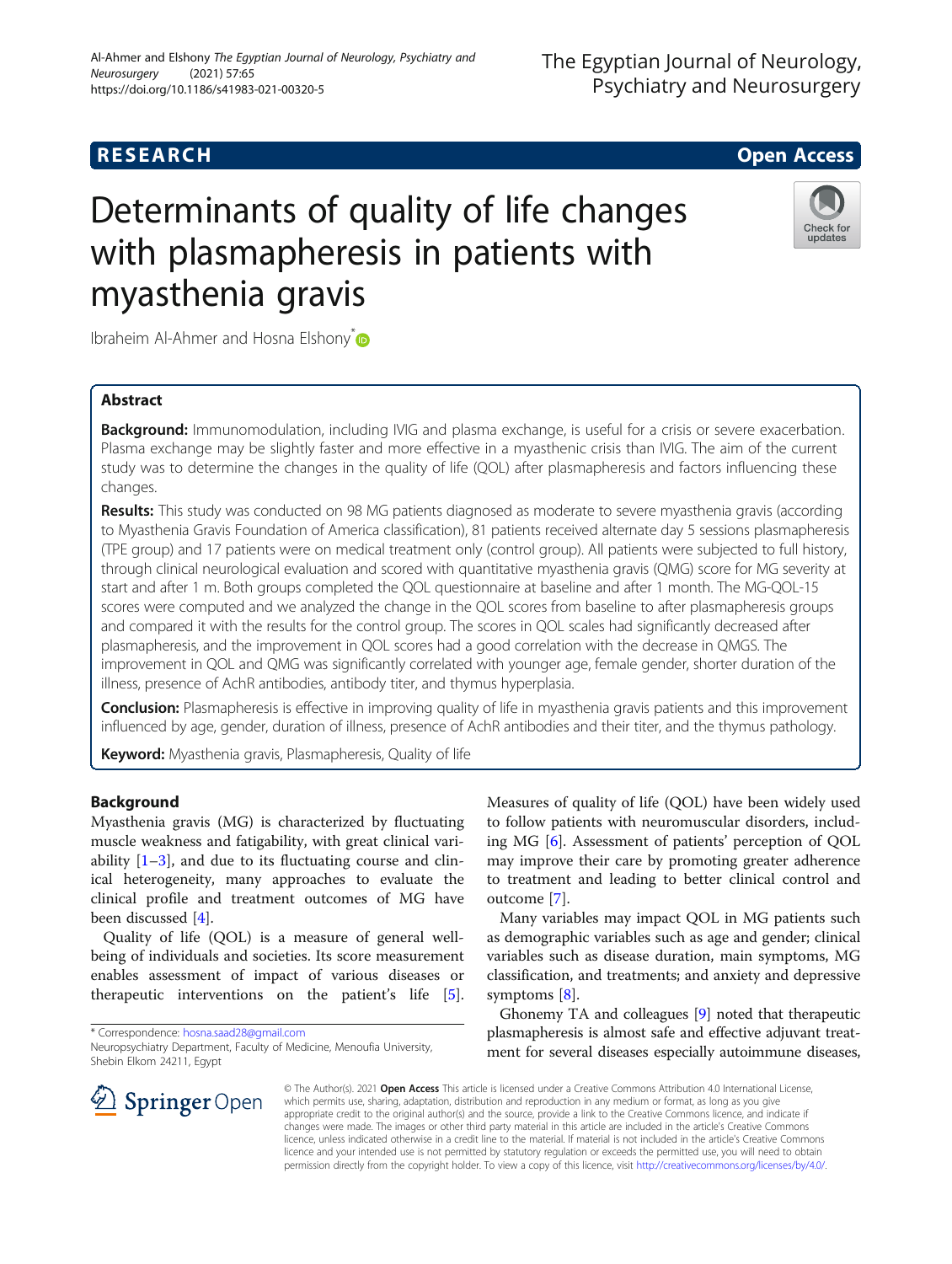**RESEARCH** **Open Access**

# Determinants of quality of life changes with plasmapheresis in patients with myasthenia gravis

Ibraheim Al-Ahmer and Hosna Elshony*

## Abstract

**Background:** Immunomodulation, including IVIG and plasma exchange, is useful for a crisis or severe exacerbation. Plasma exchange may be slightly faster and more effective in a myasthenic crisis than IVIG. The aim of the current study was to determine the changes in the quality of life (QOL) after plasmapheresis and factors influencing these changes.

**Results:** This study was conducted on 98 MG patients diagnosed as moderate to severe myasthenia gravis (according to Myasthenia Gravis Foundation of America classification), 81 patients received alternate day 5 sessions plasmapheresis (TPE group) and 17 patients were on medical treatment only (control group). All patients were subjected to full history, through clinical neurological evaluation and scored with quantitative myasthenia gravis (QMG) score for MG severity at start and after 1 m. Both groups completed the QOL questionnaire at baseline and after 1 month. The MG-QOL-15 scores were computed and we analyzed the change in the QOL scores from baseline to after plasmapheresis groups and compared it with the results for the control group. The scores in QOL scales had significantly decreased after plasmapheresis, and the improvement in QOL scores had a good correlation with the decrease in QMGS. The improvement in QOL and QMG was significantly correlated with younger age, female gender, shorter duration of the illness, presence of AchR antibodies, antibody titer, and thymus hyperplasia.

**Conclusion:** Plasmapheresis is effective in improving quality of life in myasthenia gravis patients and this improvement influenced by age, gender, duration of illness, presence of AchR antibodies and their titer, and the thymus pathology.

**Keyword:** Myasthenia gravis, Plasmapheresis, Quality of life

## Background

Myasthenia gravis (MG) is characterized by fluctuating muscle weakness and fatigability, with great clinical variability [1–3], and due to its fluctuating course and clinical heterogeneity, many approaches to evaluate the clinical profile and treatment outcomes of MG have been discussed [4].

Quality of life (QOL) is a measure of general well-being of individuals and societies. Its score measurement enables assessment of impact of various diseases or therapeutic interventions on the patient's life [5].

Measures of quality of life (QOL) have been widely used to follow patients with neuromuscular disorders, including MG [6]. Assessment of patients' perception of QOL may improve their care by promoting greater adherence to treatment and leading to better clinical control and outcome [7].

Many variables may impact QOL in MG patients such as demographic variables such as age and gender; clinical variables such as disease duration, main symptoms, MG classification, and treatments; and anxiety and depressive symptoms [8].

Ghonemy TA and colleagues [9] noted that therapeutic plasmapheresis is almost safe and effective adjuvant treatment for several diseases especially autoimmune diseases,

* Correspondence: hosna.saad28@gmail.com
Neuropsychiatry Department, Faculty of Medicine, Menoufia University, Shebin Elkom 24211, Egypt

© The Author(s). 2021 **Open Access** This article is licensed under a Creative Commons Attribution 4.0 International License, which permits use, sharing, adaptation, distribution and reproduction in any medium or format, as long as you give appropriate credit to the original author(s) and the source, provide a link to the Creative Commons licence, and indicate if changes were made. The images or other third party material in this article are included in the article's Creative Commons licence, unless indicated otherwise in a credit line to the material. If material is not included in the article's Creative Commons licence and your intended use is not permitted by statutory regulation or exceeds the permitted use, you will need to obtain permission directly from the copyright holder. To view a copy of this licence, visit http://creativecommons.org/licenses/by/4.0/.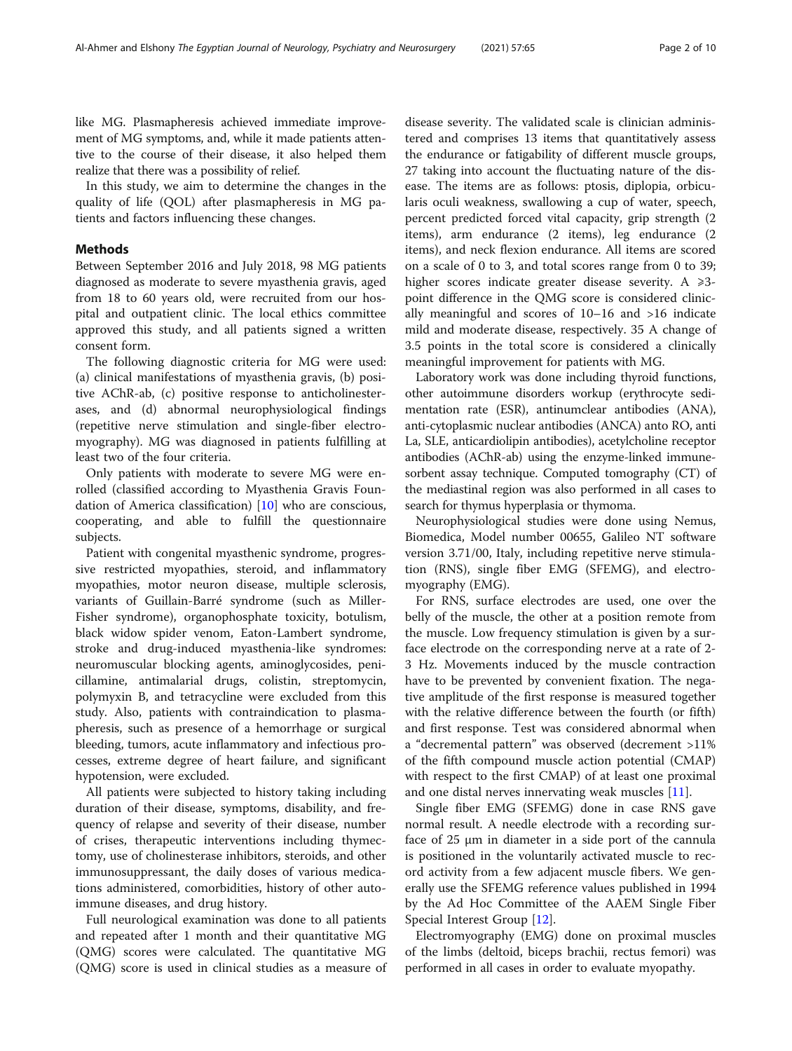like MG. Plasmapheresis achieved immediate improvement of MG symptoms, and, while it made patients attentive to the course of their disease, it also helped them realize that there was a possibility of relief.

In this study, we aim to determine the changes in the quality of life (QOL) after plasmapheresis in MG patients and factors influencing these changes.

## Methods

Between September 2016 and July 2018, 98 MG patients diagnosed as moderate to severe myasthenia gravis, aged from 18 to 60 years old, were recruited from our hospital and outpatient clinic. The local ethics committee approved this study, and all patients signed a written consent form.

The following diagnostic criteria for MG were used: (a) clinical manifestations of myasthenia gravis, (b) positive AChR-ab, (c) positive response to anticholinesterases, and (d) abnormal neurophysiological findings (repetitive nerve stimulation and single-fiber electromyography). MG was diagnosed in patients fulfilling at least two of the four criteria.

Only patients with moderate to severe MG were enrolled (classified according to Myasthenia Gravis Foundation of America classification) [10] who are conscious, cooperating, and able to fulfill the questionnaire subjects.

Patient with congenital myasthenic syndrome, progressive restricted myopathies, steroid, and inflammatory myopathies, motor neuron disease, multiple sclerosis, variants of Guillain-Barré syndrome (such as Miller-Fisher syndrome), organophosphate toxicity, botulism, black widow spider venom, Eaton-Lambert syndrome, stroke and drug-induced myasthenia-like syndromes: neuromuscular blocking agents, aminoglycosides, penicillamine, antimalarial drugs, colistin, streptomycin, polymyxin B, and tetracycline were excluded from this study. Also, patients with contraindication to plasmapheresis, such as presence of a hemorrhage or surgical bleeding, tumors, acute inflammatory and infectious processes, extreme degree of heart failure, and significant hypotension, were excluded.

All patients were subjected to history taking including duration of their disease, symptoms, disability, and frequency of relapse and severity of their disease, number of crises, therapeutic interventions including thymectomy, use of cholinesterase inhibitors, steroids, and other immunosuppressant, the daily doses of various medications administered, comorbidities, history of other autoimmune diseases, and drug history.

Full neurological examination was done to all patients and repeated after 1 month and their quantitative MG (QMG) scores were calculated. The quantitative MG (QMG) score is used in clinical studies as a measure of disease severity. The validated scale is clinician administered and comprises 13 items that quantitatively assess the endurance or fatigability of different muscle groups, 27 taking into account the fluctuating nature of the disease. The items are as follows: ptosis, diplopia, orbicularis oculi weakness, swallowing a cup of water, speech, percent predicted forced vital capacity, grip strength (2 items), arm endurance (2 items), leg endurance (2 items), and neck flexion endurance. All items are scored on a scale of 0 to 3, and total scores range from 0 to 39; higher scores indicate greater disease severity. A ⩾3-point difference in the QMG score is considered clinically meaningful and scores of 10–16 and >16 indicate mild and moderate disease, respectively. 35 A change of 3.5 points in the total score is considered a clinically meaningful improvement for patients with MG.

Laboratory work was done including thyroid functions, other autoimmune disorders workup (erythrocyte sedimentation rate (ESR), antinumclear antibodies (ANA), anti-cytoplasmic nuclear antibodies (ANCA) anto RO, anti La, SLE, anticardiolipin antibodies), acetylcholine receptor antibodies (AChR-ab) using the enzyme-linked immunesorbent assay technique. Computed tomography (CT) of the mediastinal region was also performed in all cases to search for thymus hyperplasia or thymoma.

Neurophysiological studies were done using Nemus, Biomedica, Model number 00655, Galileo NT software version 3.71/00, Italy, including repetitive nerve stimulation (RNS), single fiber EMG (SFEMG), and electromyography (EMG).

For RNS, surface electrodes are used, one over the belly of the muscle, the other at a position remote from the muscle. Low frequency stimulation is given by a surface electrode on the corresponding nerve at a rate of 2-3 Hz. Movements induced by the muscle contraction have to be prevented by convenient fixation. The negative amplitude of the first response is measured together with the relative difference between the fourth (or fifth) and first response. Test was considered abnormal when a "decremental pattern" was observed (decrement >11% of the fifth compound muscle action potential (CMAP) with respect to the first CMAP) of at least one proximal and one distal nerves innervating weak muscles [11].

Single fiber EMG (SFEMG) done in case RNS gave normal result. A needle electrode with a recording surface of 25 μm in diameter in a side port of the cannula is positioned in the voluntarily activated muscle to record activity from a few adjacent muscle fibers. We generally use the SFEMG reference values published in 1994 by the Ad Hoc Committee of the AAEM Single Fiber Special Interest Group [12].

Electromyography (EMG) done on proximal muscles of the limbs (deltoid, biceps brachii, rectus femori) was performed in all cases in order to evaluate myopathy.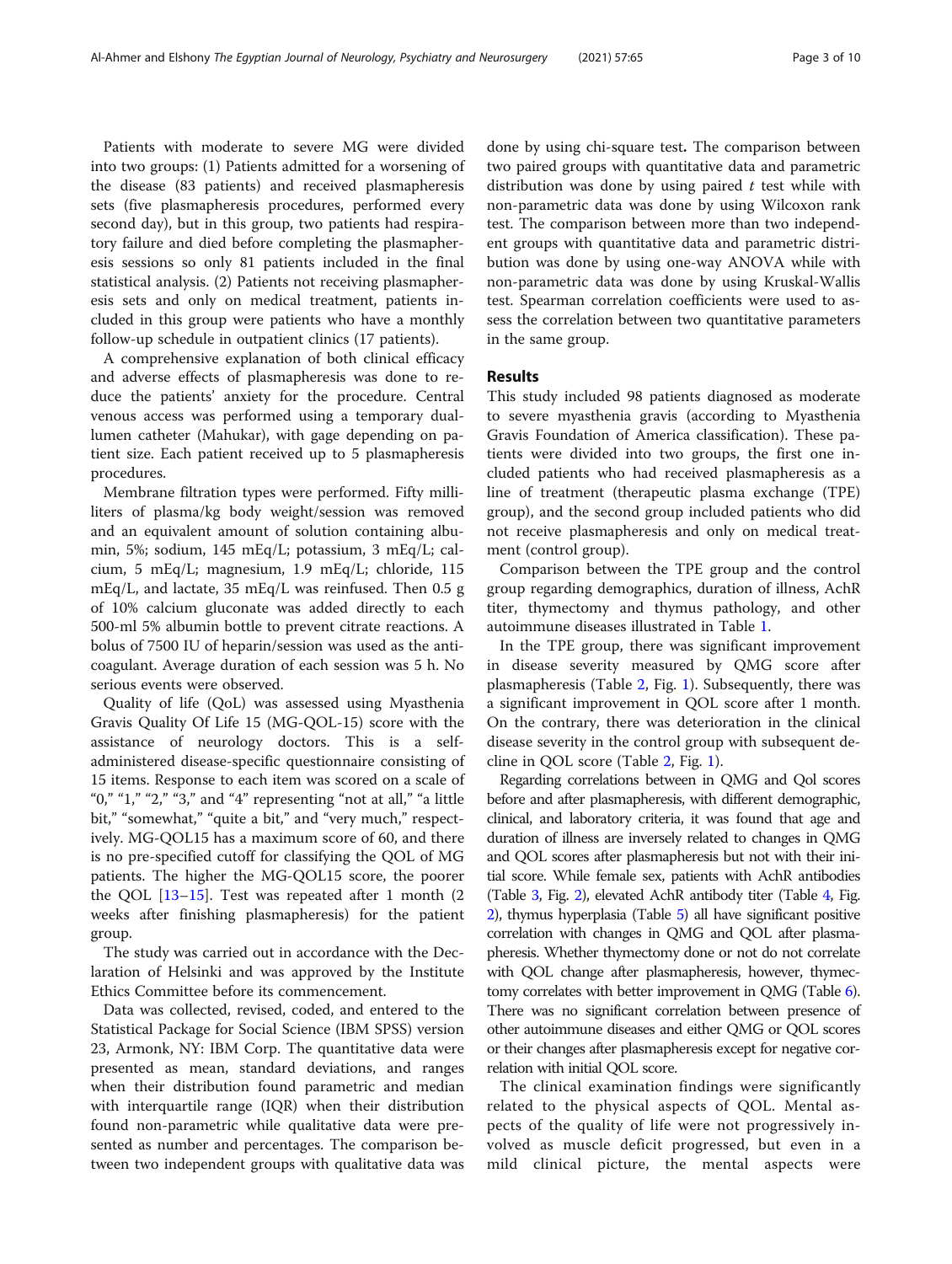Patients with moderate to severe MG were divided into two groups: (1) Patients admitted for a worsening of the disease (83 patients) and received plasmapheresis sets (five plasmapheresis procedures, performed every second day), but in this group, two patients had respiratory failure and died before completing the plasmapheresis sessions so only 81 patients included in the final statistical analysis. (2) Patients not receiving plasmapheresis sets and only on medical treatment, patients included in this group were patients who have a monthly follow-up schedule in outpatient clinics (17 patients).

A comprehensive explanation of both clinical efficacy and adverse effects of plasmapheresis was done to reduce the patients' anxiety for the procedure. Central venous access was performed using a temporary dual-lumen catheter (Mahukar), with gage depending on patient size. Each patient received up to 5 plasmapheresis procedures.

Membrane filtration types were performed. Fifty milliliters of plasma/kg body weight/session was removed and an equivalent amount of solution containing albumin, 5%; sodium, 145 mEq/L; potassium, 3 mEq/L; calcium, 5 mEq/L; magnesium, 1.9 mEq/L; chloride, 115 mEq/L, and lactate, 35 mEq/L was reinfused. Then 0.5 g of 10% calcium gluconate was added directly to each 500-ml 5% albumin bottle to prevent citrate reactions. A bolus of 7500 IU of heparin/session was used as the anticoagulant. Average duration of each session was 5 h. No serious events were observed.

Quality of life (QoL) was assessed using Myasthenia Gravis Quality Of Life 15 (MG-QOL-15) score with the assistance of neurology doctors. This is a self-administered disease-specific questionnaire consisting of 15 items. Response to each item was scored on a scale of "0," "1," "2," "3," and "4" representing "not at all," "a little bit," "somewhat," "quite a bit," and "very much," respectively. MG-QOL15 has a maximum score of 60, and there is no pre-specified cutoff for classifying the QOL of MG patients. The higher the MG-QOL15 score, the poorer the QOL [13–15]. Test was repeated after 1 month (2 weeks after finishing plasmapheresis) for the patient group.

The study was carried out in accordance with the Declaration of Helsinki and was approved by the Institute Ethics Committee before its commencement.

Data was collected, revised, coded, and entered to the Statistical Package for Social Science (IBM SPSS) version 23, Armonk, NY: IBM Corp. The quantitative data were presented as mean, standard deviations, and ranges when their distribution found parametric and median with interquartile range (IQR) when their distribution found non-parametric while qualitative data were presented as number and percentages. The comparison between two independent groups with qualitative data was done by using chi-square test**.** The comparison between two paired groups with quantitative data and parametric distribution was done by using paired *t* test while with non-parametric data was done by using Wilcoxon rank test. The comparison between more than two independent groups with quantitative data and parametric distribution was done by using one-way ANOVA while with non-parametric data was done by using Kruskal-Wallis test. Spearman correlation coefficients were used to assess the correlation between two quantitative parameters in the same group.

## Results

This study included 98 patients diagnosed as moderate to severe myasthenia gravis (according to Myasthenia Gravis Foundation of America classification). These patients were divided into two groups, the first one included patients who had received plasmapheresis as a line of treatment (therapeutic plasma exchange (TPE) group), and the second group included patients who did not receive plasmapheresis and only on medical treatment (control group).

Comparison between the TPE group and the control group regarding demographics, duration of illness, AchR titer, thymectomy and thymus pathology, and other autoimmune diseases illustrated in Table 1.

In the TPE group, there was significant improvement in disease severity measured by QMG score after plasmapheresis (Table 2, Fig. 1). Subsequently, there was a significant improvement in QOL score after 1 month. On the contrary, there was deterioration in the clinical disease severity in the control group with subsequent decline in QOL score (Table 2, Fig. 1).

Regarding correlations between in QMG and Qol scores before and after plasmapheresis, with different demographic, clinical, and laboratory criteria, it was found that age and duration of illness are inversely related to changes in QMG and QOL scores after plasmapheresis but not with their initial score. While female sex, patients with AchR antibodies (Table 3, Fig. 2), elevated AchR antibody titer (Table 4, Fig. 2), thymus hyperplasia (Table 5) all have significant positive correlation with changes in QMG and QOL after plasmapheresis. Whether thymectomy done or not do not correlate with QOL change after plasmapheresis, however, thymectomy correlates with better improvement in QMG (Table 6). There was no significant correlation between presence of other autoimmune diseases and either QMG or QOL scores or their changes after plasmapheresis except for negative correlation with initial QOL score.

The clinical examination findings were significantly related to the physical aspects of QOL. Mental aspects of the quality of life were not progressively involved as muscle deficit progressed, but even in a mild clinical picture, the mental aspects were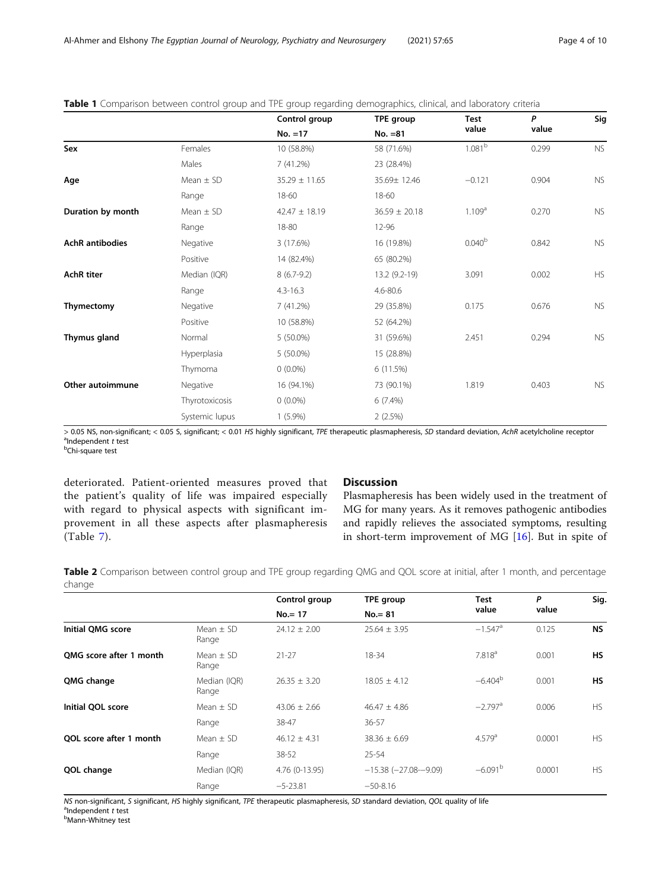**Table 1** Comparison between control group and TPE group regarding demographics, clinical, and laboratory criteria

| | | Control group No. =17 | TPE group No. =81 | Test value | P value | Sig |
|---|---|---|---|---|---|---|
| **Sex** | Females | 10 (58.8%) | 58 (71.6%) | 1.081[b] | 0.299 | NS |
| | Males | 7 (41.2%) | 23 (28.4%) | | | |
| **Age** | Mean ± SD | 35.29 ± 11.65 | 35.69± 12.46 | −0.121 | 0.904 | NS |
| | Range | 18-60 | 18-60 | | | |
| **Duration by month** | Mean ± SD | 42.47 ± 18.19 | 36.59 ± 20.18 | 1.109[a] | 0.270 | NS |
| | Range | 18-80 | 12-96 | | | |
| **AchR antibodies** | Negative | 3 (17.6%) | 16 (19.8%) | 0.040[b] | 0.842 | NS |
| | Positive | 14 (82.4%) | 65 (80.2%) | | | |
| **AchR titer** | Median (IQR) | 8 (6.7-9.2) | 13.2 (9.2-19) | 3.091 | 0.002 | HS |
| | Range | 4.3-16.3 | 4.6-80.6 | | | |
| **Thymectomy** | Negative | 7 (41.2%) | 29 (35.8%) | 0.175 | 0.676 | NS |
| | Positive | 10 (58.8%) | 52 (64.2%) | | | |
| **Thymus gland** | Normal | 5 (50.0%) | 31 (59.6%) | 2.451 | 0.294 | NS |
| | Hyperplasia | 5 (50.0%) | 15 (28.8%) | | | |
| | Thymoma | 0 (0.0%) | 6 (11.5%) | | | |
| **Other autoimmune** | Negative | 16 (94.1%) | 73 (90.1%) | 1.819 | 0.403 | NS |
| | Thyrotoxicosis | 0 (0.0%) | 6 (7.4%) | | | |
| | Systemic lupus | 1 (5.9%) | 2 (2.5%) | | | |

> 0.05 NS, non-significant; < 0.05 S, significant; < 0.01 *HS* highly significant, *TPE* therapeutic plasmapheresis, *SD* standard deviation, *AchR* acetylcholine receptor
[a]Independent *t* test
[b]Chi-square test

deteriorated. Patient-oriented measures proved that the patient's quality of life was impaired especially with regard to physical aspects with significant improvement in all these aspects after plasmapheresis (Table 7).

## Discussion

Plasmapheresis has been widely used in the treatment of MG for many years. As it removes pathogenic antibodies and rapidly relieves the associated symptoms, resulting in short-term improvement of MG [16]. But in spite of

**Table 2** Comparison between control group and TPE group regarding QMG and QOL score at initial, after 1 month, and percentage change

| | | Control group No.= 17 | TPE group No.= 81 | Test value | P value | Sig. |
|---|---|---|---|---|---|---|
| **Initial QMG score** | Mean ± SD Range | 24.12 ± 2.00 | 25.64 ± 3.95 | −1.547[a] | 0.125 | **NS** |
| **QMG score after 1 month** | Mean ± SD Range | 21-27 | 18-34 | 7.818[a] | 0.001 | **HS** |
| **QMG change** | Median (IQR) Range | 26.35 ± 3.20 | 18.05 ± 4.12 | −6.404[b] | 0.001 | **HS** |
| **Initial QOL score** | Mean ± SD | 43.06 ± 2.66 | 46.47 ± 4.86 | −2.797[a] | 0.006 | HS |
| | Range | 38-47 | 36-57 | | | |
| **QOL score after 1 month** | Mean ± SD | 46.12 ± 4.31 | 38.36 ± 6.69 | 4.579[a] | 0.0001 | HS |
| | Range | 38-52 | 25-54 | | | |
| **QOL change** | Median (IQR) | 4.76 (0-13.95) | −15.38 (−27.08-−9.09) | −6.091[b] | 0.0001 | HS |
| | Range | −5-23.81 | −50-8.16 | | | |

*NS* non-significant, *S* significant, *HS* highly significant, *TPE* therapeutic plasmapheresis, *SD* standard deviation, *QOL* quality of life
[a]Independent *t* test
[b]Mann-Whitney test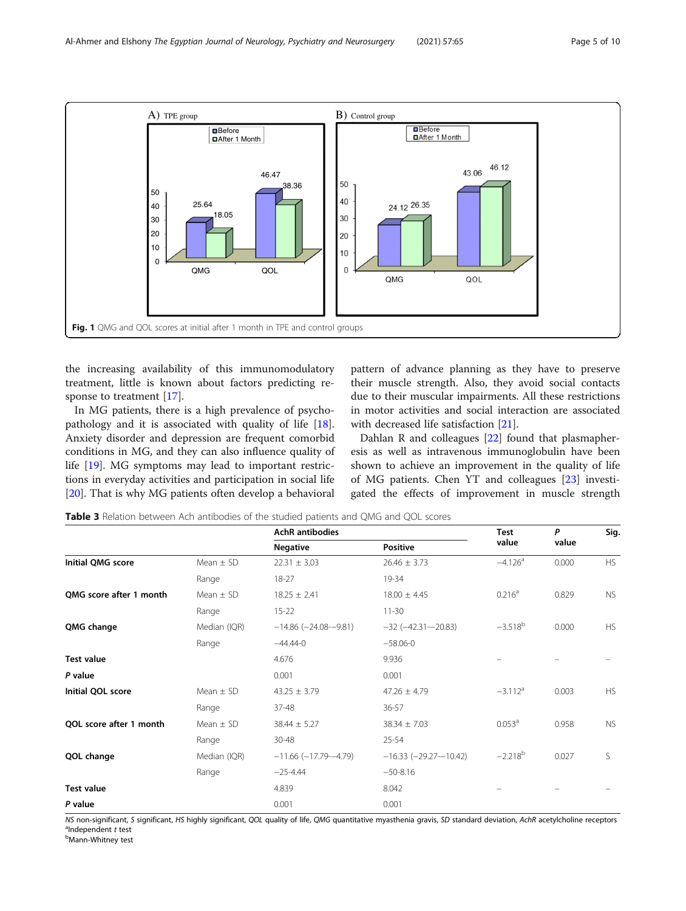Fig. 1 QMG and QOL scores at initial after 1 month in TPE and control groups

the increasing availability of this immunomodulatory treatment, little is known about factors predicting response to treatment [17].

In MG patients, there is a high prevalence of psychopathology and it is associated with quality of life [18]. Anxiety disorder and depression are frequent comorbid conditions in MG, and they can also influence quality of life [19]. MG symptoms may lead to important restrictions in everyday activities and participation in social life [20]. That is why MG patients often develop a behavioral pattern of advance planning as they have to preserve their muscle strength. Also, they avoid social contacts due to their muscular impairments. All these restrictions in motor activities and social interaction are associated with decreased life satisfaction [21].

Dahlan R and colleagues [22] found that plasmapheresis as well as intravenous immunoglobulin have been shown to achieve an improvement in the quality of life of MG patients. Chen YT and colleagues [23] investigated the effects of improvement in muscle strength

**Table 3** Relation between Ach antibodies of the studied patients and QMG and QOL scores

| | | AchR antibodies | | Test value | *P* value | Sig. |
|---|---|---|---|---|---|---|
| | | Negative | Positive | | | |
| **Initial QMG score** | Mean ± SD | 22.31 ± 3.03 | 26.46 ± 3.73 | −4.126[a] | 0.000 | HS |
| | Range | 18-27 | 19-34 | | | |
| **QMG score after 1 month** | Mean ± SD | 18.25 ± 2.41 | 18.00 ± 4.45 | 0.216[a] | 0.829 | NS |
| | Range | 15-22 | 11-30 | | | |
| **QMG change** | Median (IQR) | −14.86 (−24.08-−9.81) | −32 (−42.31-−20.83) | −3.518[b] | 0.000 | HS |
| | Range | −44.44-0 | −58.06-0 | | | |
| **Test value** | | 4.676 | 9.936 | – | – | – |
| ***P* value** | | 0.001 | 0.001 | | | |
| **Initial QOL score** | Mean ± SD | 43.25 ± 3.79 | 47.26 ± 4.79 | −3.112[a] | 0.003 | HS |
| | Range | 37-48 | 36-57 | | | |
| **QOL score after 1 month** | Mean ± SD | 38.44 ± 5.27 | 38.34 ± 7.03 | 0.053[a] | 0.958 | NS |
| | Range | 30-48 | 25-54 | | | |
| **QOL change** | Median (IQR) | −11.66 (−17.79-−4.79) | −16.33 (−29.27-−10.42) | −2.218[b] | 0.027 | S |
| | Range | −25-4.44 | −50-8.16 | | | |
| **Test value** | | 4.839 | 8.042 | – | – | – |
| ***P* value** | | 0.001 | 0.001 | | | |

*NS* non-significant, *S* significant, *HS* highly significant, *QOL* quality of life, *QMG* quantitative myasthenia gravis, *SD* standard deviation, *AchR* acetylcholine receptors
[a]Independent *t* test
[b]Mann-Whitney test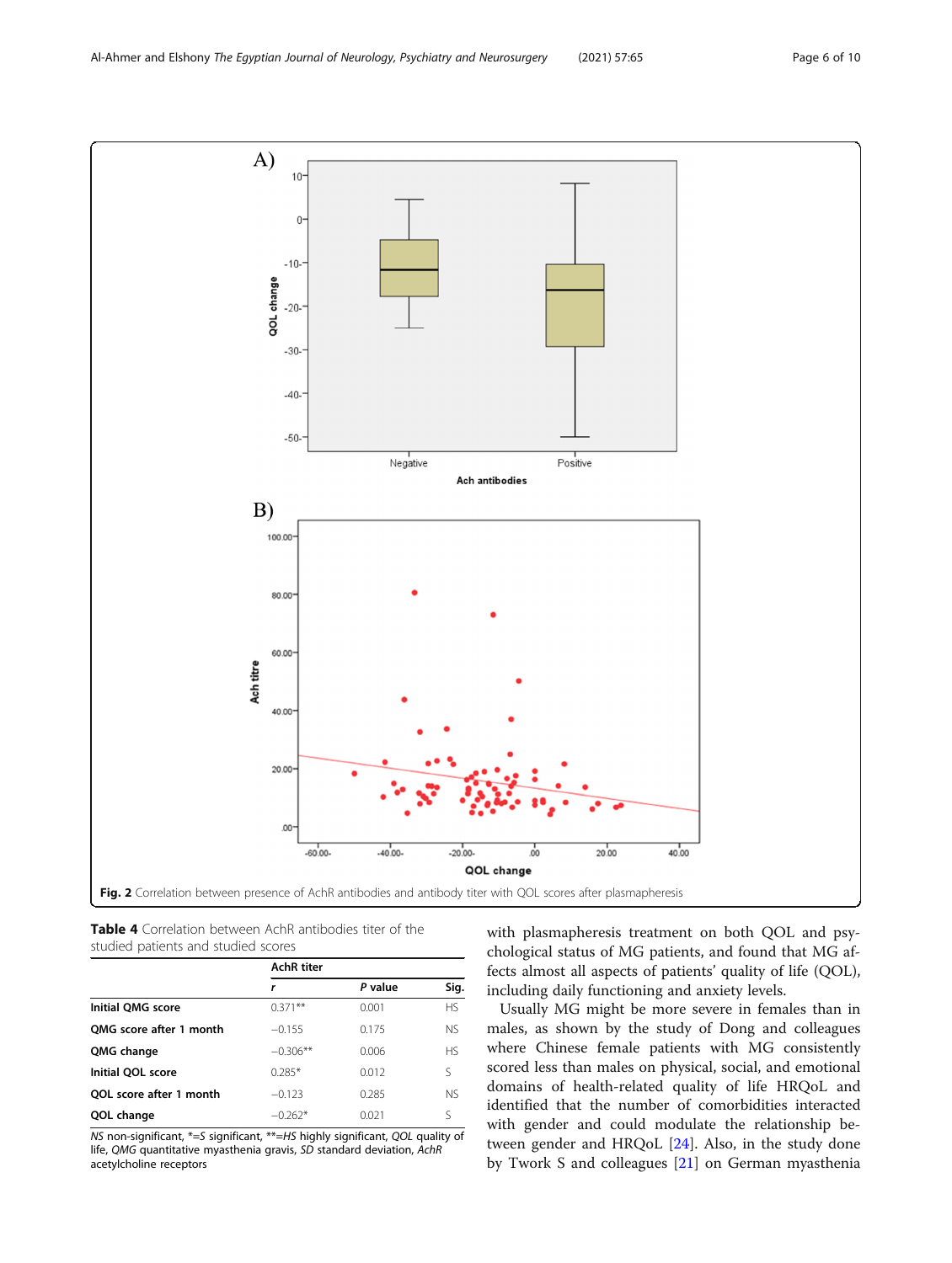Fig. 2 Correlation between presence of AchR antibodies and antibody titer with QOL scores after plasmapheresis

**Table 4** Correlation between AchR antibodies titer of the studied patients and studied scores

| | AchR titer | | |
|---|---|---|---|
| | *r* | *P* value | Sig. |
| **Initial QMG score** | 0.371** | 0.001 | HS |
| **QMG score after 1 month** | −0.155 | 0.175 | NS |
| **QMG change** | −0.306** | 0.006 | HS |
| **Initial QOL score** | 0.285* | 0.012 | S |
| **QOL score after 1 month** | −0.123 | 0.285 | NS |
| **QOL change** | −0.262* | 0.021 | S |

*NS* non-significant, *=*S* significant, **=*HS* highly significant, *QOL* quality of life, *QMG* quantitative myasthenia gravis, *SD* standard deviation, *AchR* acetylcholine receptors

with plasmapheresis treatment on both QOL and psychological status of MG patients, and found that MG affects almost all aspects of patients' quality of life (QOL), including daily functioning and anxiety levels.

Usually MG might be more severe in females than in males, as shown by the study of Dong and colleagues where Chinese female patients with MG consistently scored less than males on physical, social, and emotional domains of health-related quality of life HRQoL and identified that the number of comorbidities interacted with gender and could modulate the relationship between gender and HRQoL [24]. Also, in the study done by Twork S and colleagues [21] on German myasthenia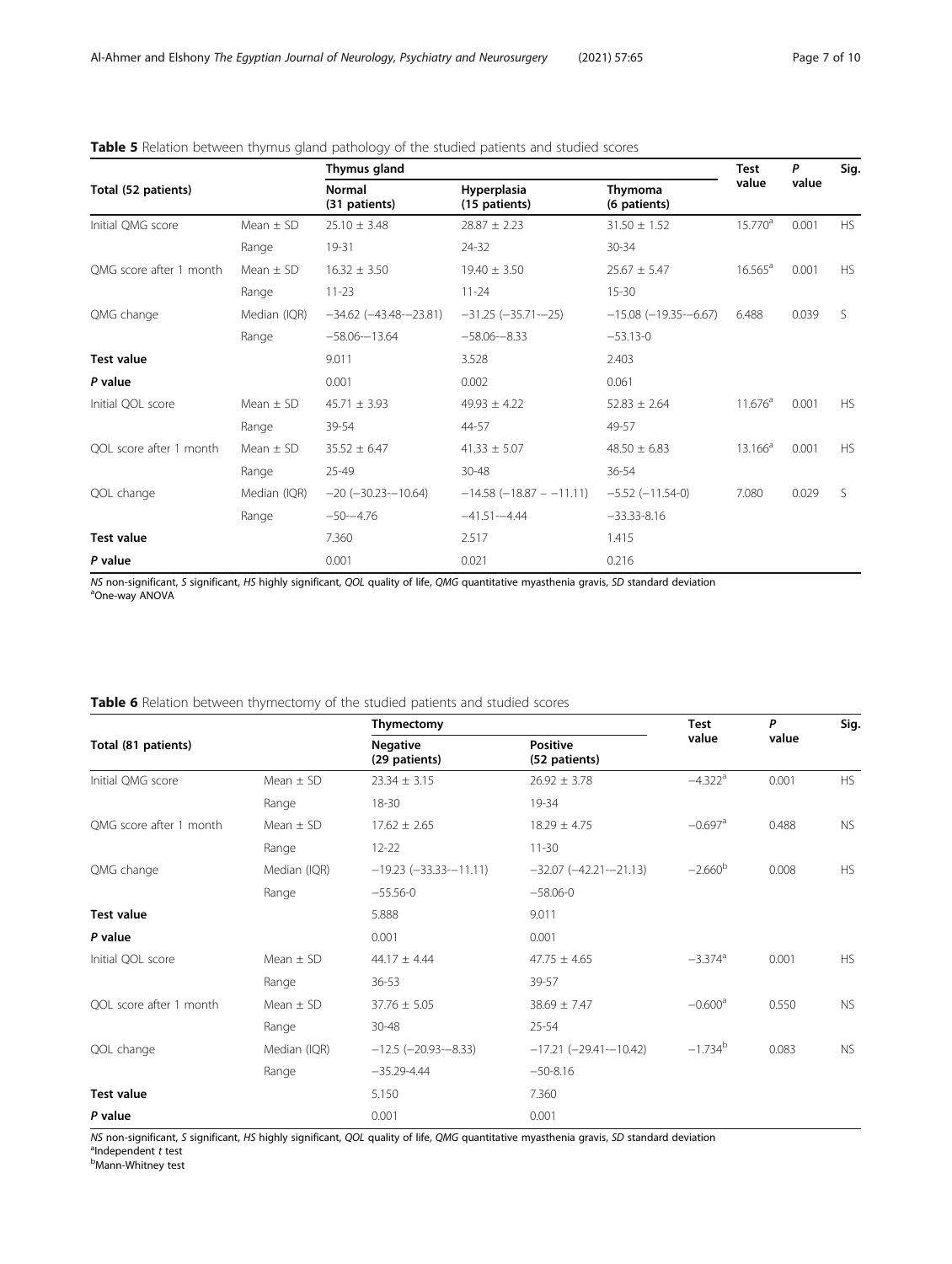**Table 5** Relation between thymus gland pathology of the studied patients and studied scores

| Total (52 patients) | | Thymus gland | | | Test value | P value | Sig. |
|---|---|---|---|---|---|---|---|
| | | Normal (31 patients) | Hyperplasia (15 patients) | Thymoma (6 patients) | | | |
| Initial QMG score | Mean ± SD | 25.10 ± 3.48 | 28.87 ± 2.23 | 31.50 ± 1.52 | 15.770[a] | 0.001 | HS |
| | Range | 19-31 | 24-32 | 30-34 | | | |
| QMG score after 1 month | Mean ± SD | 16.32 ± 3.50 | 19.40 ± 3.50 | 25.67 ± 5.47 | 16.565[a] | 0.001 | HS |
| | Range | 11-23 | 11-24 | 15-30 | | | |
| QMG change | Median (IQR) | −34.62 (−43.48-−23.81) | −31.25 (−35.71-−25) | −15.08 (−19.35-−6.67) | 6.488 | 0.039 | S |
| | Range | −58.06-−13.64 | −58.06-−8.33 | −53.13-0 | | | |
| **Test value** | | 9.011 | 3.528 | 2.403 | | | |
| ***P* value** | | 0.001 | 0.002 | 0.061 | | | |
| Initial QOL score | Mean ± SD | 45.71 ± 3.93 | 49.93 ± 4.22 | 52.83 ± 2.64 | 11.676[a] | 0.001 | HS |
| | Range | 39-54 | 44-57 | 49-57 | | | |
| QOL score after 1 month | Mean ± SD | 35.52 ± 6.47 | 41.33 ± 5.07 | 48.50 ± 6.83 | 13.166[a] | 0.001 | HS |
| | Range | 25-49 | 30-48 | 36-54 | | | |
| QOL change | Median (IQR) | −20 (−30.23-−10.64) | −14.58 (−18.87 − −11.11) | −5.52 (−11.54-0) | 7.080 | 0.029 | S |
| | Range | −50-−4.76 | −41.51-−4.44 | −33.33-8.16 | | | |
| **Test value** | | 7.360 | 2.517 | 1.415 | | | |
| ***P* value** | | 0.001 | 0.021 | 0.216 | | | |

*NS* non-significant, *S* significant, *HS* highly significant, *QOL* quality of life, *QMG* quantitative myasthenia gravis, *SD* standard deviation
[a]One-way ANOVA

**Table 6** Relation between thymectomy of the studied patients and studied scores

| Total (81 patients) | | Thymectomy | | Test value | P value | Sig. |
|---|---|---|---|---|---|---|
| | | Negative (29 patients) | Positive (52 patients) | | | |
| Initial QMG score | Mean ± SD | 23.34 ± 3.15 | 26.92 ± 3.78 | −4.322[a] | 0.001 | HS |
| | Range | 18-30 | 19-34 | | | |
| QMG score after 1 month | Mean ± SD | 17.62 ± 2.65 | 18.29 ± 4.75 | −0.697[a] | 0.488 | NS |
| | Range | 12-22 | 11-30 | | | |
| QMG change | Median (IQR) | −19.23 (−33.33-−11.11) | −32.07 (−42.21-−21.13) | −2.660[b] | 0.008 | HS |
| | Range | −55.56-0 | −58.06-0 | | | |
| **Test value** | | 5.888 | 9.011 | | | |
| ***P* value** | | 0.001 | 0.001 | | | |
| Initial QOL score | Mean ± SD | 44.17 ± 4.44 | 47.75 ± 4.65 | −3.374[a] | 0.001 | HS |
| | Range | 36-53 | 39-57 | | | |
| QOL score after 1 month | Mean ± SD | 37.76 ± 5.05 | 38.69 ± 7.47 | −0.600[a] | 0.550 | NS |
| | Range | 30-48 | 25-54 | | | |
| QOL change | Median (IQR) | −12.5 (−20.93-−8.33) | −17.21 (−29.41-−10.42) | −1.734[b] | 0.083 | NS |
| | Range | −35.29-4.44 | −50-8.16 | | | |
| **Test value** | | 5.150 | 7.360 | | | |
| ***P* value** | | 0.001 | 0.001 | | | |

*NS* non-significant, *S* significant, *HS* highly significant, *QOL* quality of life, *QMG* quantitative myasthenia gravis, *SD* standard deviation
[a]Independent *t* test
[b]Mann-Whitney test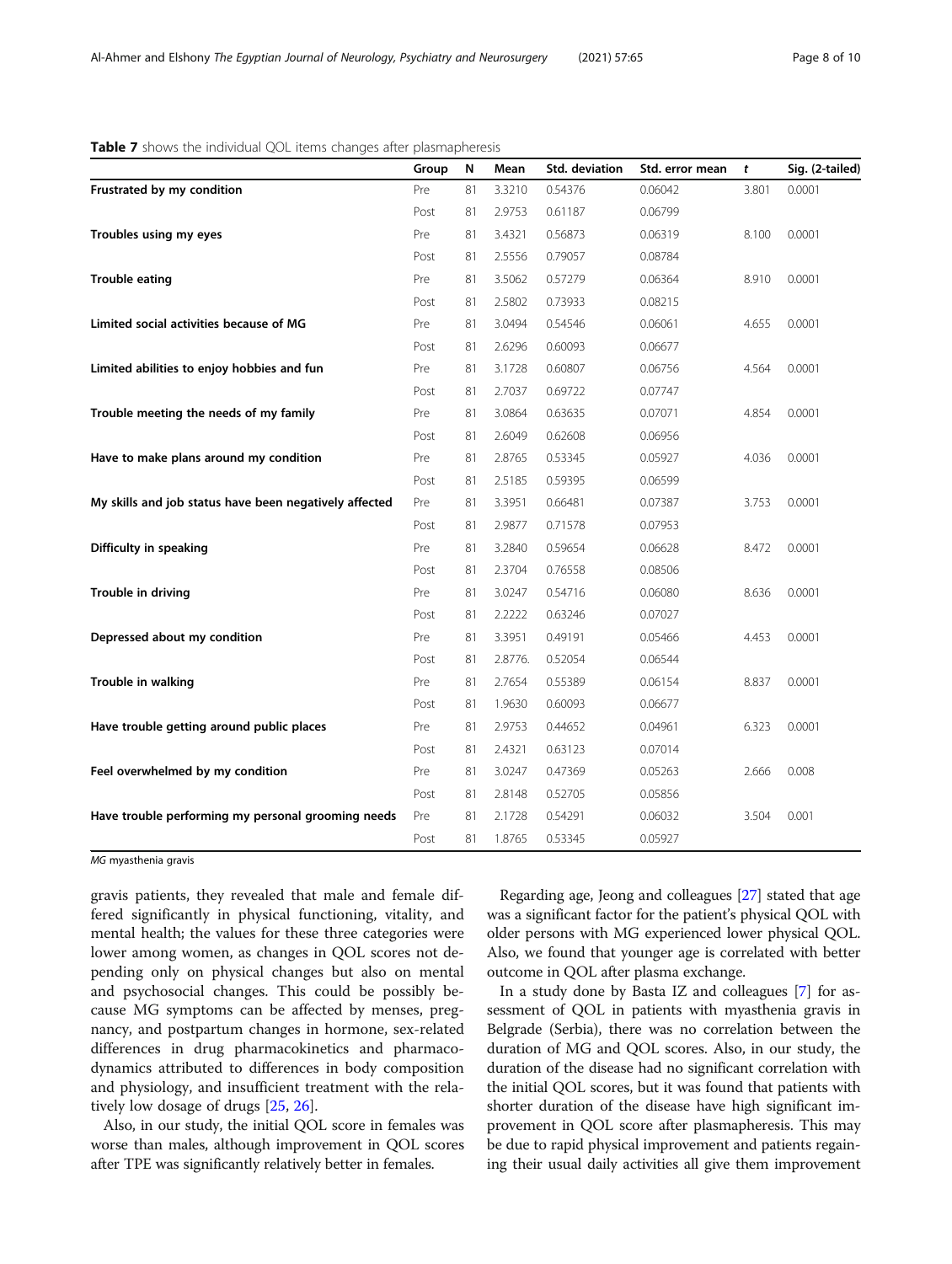**Table 7** shows the individual QOL items changes after plasmapheresis

| | Group | N | Mean | Std. deviation | Std. error mean | t | Sig. (2-tailed) |
|---|---|---|---|---|---|---|---|
| **Frustrated by my condition** | Pre | 81 | 3.3210 | 0.54376 | 0.06042 | 3.801 | 0.0001 |
| | Post | 81 | 2.9753 | 0.61187 | 0.06799 | | |
| **Troubles using my eyes** | Pre | 81 | 3.4321 | 0.56873 | 0.06319 | 8.100 | 0.0001 |
| | Post | 81 | 2.5556 | 0.79057 | 0.08784 | | |
| **Trouble eating** | Pre | 81 | 3.5062 | 0.57279 | 0.06364 | 8.910 | 0.0001 |
| | Post | 81 | 2.5802 | 0.73933 | 0.08215 | | |
| **Limited social activities because of MG** | Pre | 81 | 3.0494 | 0.54546 | 0.06061 | 4.655 | 0.0001 |
| | Post | 81 | 2.6296 | 0.60093 | 0.06677 | | |
| **Limited abilities to enjoy hobbies and fun** | Pre | 81 | 3.1728 | 0.60807 | 0.06756 | 4.564 | 0.0001 |
| | Post | 81 | 2.7037 | 0.69722 | 0.07747 | | |
| **Trouble meeting the needs of my family** | Pre | 81 | 3.0864 | 0.63635 | 0.07071 | 4.854 | 0.0001 |
| | Post | 81 | 2.6049 | 0.62608 | 0.06956 | | |
| **Have to make plans around my condition** | Pre | 81 | 2.8765 | 0.53345 | 0.05927 | 4.036 | 0.0001 |
| | Post | 81 | 2.5185 | 0.59395 | 0.06599 | | |
| **My skills and job status have been negatively affected** | Pre | 81 | 3.3951 | 0.66481 | 0.07387 | 3.753 | 0.0001 |
| | Post | 81 | 2.9877 | 0.71578 | 0.07953 | | |
| **Difficulty in speaking** | Pre | 81 | 3.2840 | 0.59654 | 0.06628 | 8.472 | 0.0001 |
| | Post | 81 | 2.3704 | 0.76558 | 0.08506 | | |
| **Trouble in driving** | Pre | 81 | 3.0247 | 0.54716 | 0.06080 | 8.636 | 0.0001 |
| | Post | 81 | 2.2222 | 0.63246 | 0.07027 | | |
| **Depressed about my condition** | Pre | 81 | 3.3951 | 0.49191 | 0.05466 | 4.453 | 0.0001 |
| | Post | 81 | 2.8776. | 0.52054 | 0.06544 | | |
| **Trouble in walking** | Pre | 81 | 2.7654 | 0.55389 | 0.06154 | 8.837 | 0.0001 |
| | Post | 81 | 1.9630 | 0.60093 | 0.06677 | | |
| **Have trouble getting around public places** | Pre | 81 | 2.9753 | 0.44652 | 0.04961 | 6.323 | 0.0001 |
| | Post | 81 | 2.4321 | 0.63123 | 0.07014 | | |
| **Feel overwhelmed by my condition** | Pre | 81 | 3.0247 | 0.47369 | 0.05263 | 2.666 | 0.008 |
| | Post | 81 | 2.8148 | 0.52705 | 0.05856 | | |
| **Have trouble performing my personal grooming needs** | Pre | 81 | 2.1728 | 0.54291 | 0.06032 | 3.504 | 0.001 |
| | Post | 81 | 1.8765 | 0.53345 | 0.05927 | | |

*MG* myasthenia gravis

gravis patients, they revealed that male and female differed significantly in physical functioning, vitality, and mental health; the values for these three categories were lower among women, as changes in QOL scores not depending only on physical changes but also on mental and psychosocial changes. This could be possibly because MG symptoms can be affected by menses, pregnancy, and postpartum changes in hormone, sex-related differences in drug pharmacokinetics and pharmacodynamics attributed to differences in body composition and physiology, and insufficient treatment with the relatively low dosage of drugs [25, 26].

Also, in our study, the initial QOL score in females was worse than males, although improvement in QOL scores after TPE was significantly relatively better in females.

Regarding age, Jeong and colleagues [27] stated that age was a significant factor for the patient's physical QOL with older persons with MG experienced lower physical QOL. Also, we found that younger age is correlated with better outcome in QOL after plasma exchange.

In a study done by Basta IZ and colleagues [7] for assessment of QOL in patients with myasthenia gravis in Belgrade (Serbia), there was no correlation between the duration of MG and QOL scores. Also, in our study, the duration of the disease had no significant correlation with the initial QOL scores, but it was found that patients with shorter duration of the disease have high significant improvement in QOL score after plasmapheresis. This may be due to rapid physical improvement and patients regaining their usual daily activities all give them improvement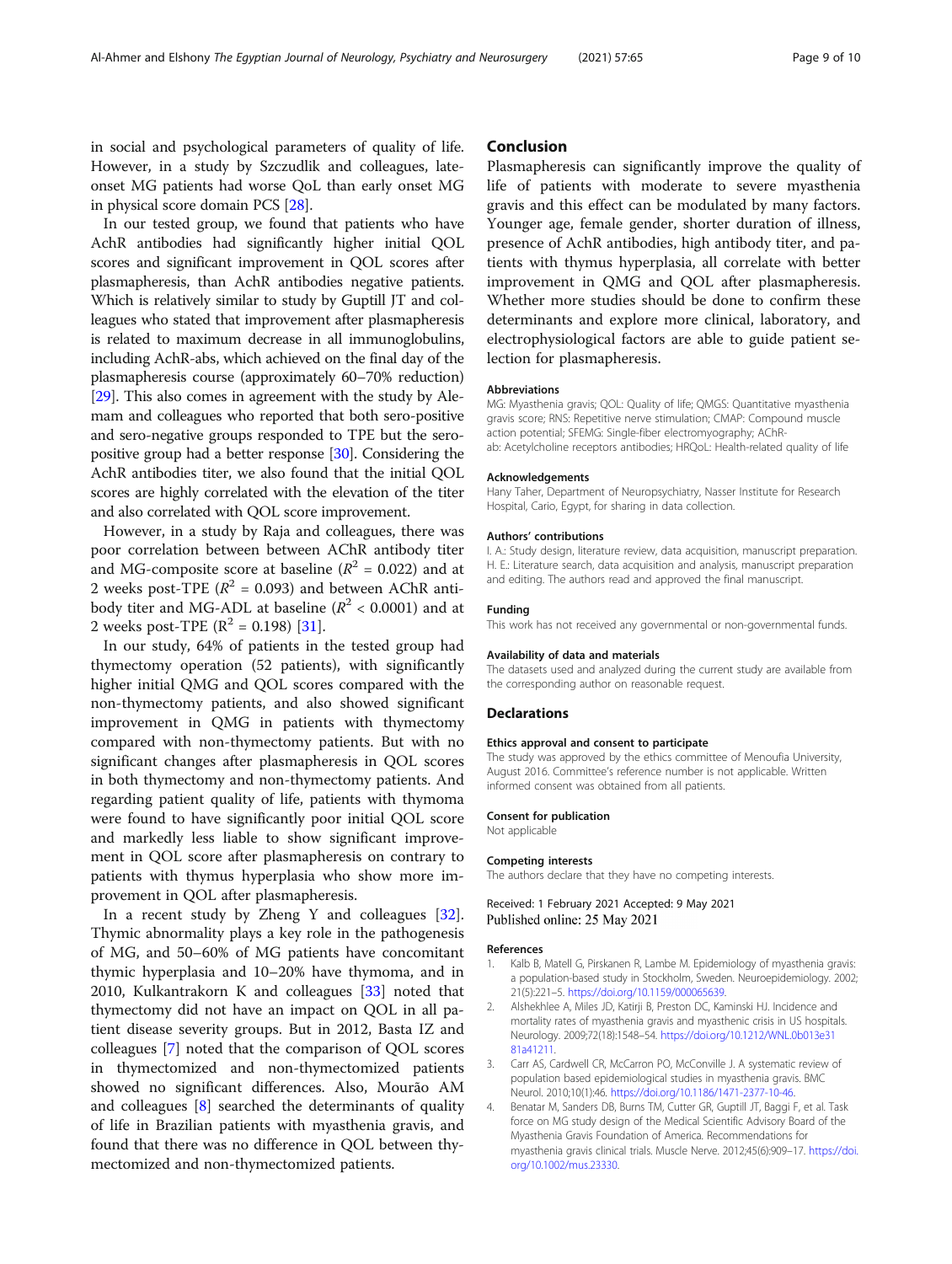in social and psychological parameters of quality of life. However, in a study by Szczudlik and colleagues, late-onset MG patients had worse QoL than early onset MG in physical score domain PCS [28].

In our tested group, we found that patients who have AchR antibodies had significantly higher initial QOL scores and significant improvement in QOL scores after plasmapheresis, than AchR antibodies negative patients. Which is relatively similar to study by Guptill JT and colleagues who stated that improvement after plasmapheresis is related to maximum decrease in all immunoglobulins, including AchR-abs, which achieved on the final day of the plasmapheresis course (approximately 60–70% reduction) [29]. This also comes in agreement with the study by Alemam and colleagues who reported that both sero-positive and sero-negative groups responded to TPE but the sero-positive group had a better response [30]. Considering the AchR antibodies titer, we also found that the initial QOL scores are highly correlated with the elevation of the titer and also correlated with QOL score improvement.

However, in a study by Raja and colleagues, there was poor correlation between between AChR antibody titer and MG-composite score at baseline ($R^2$ = 0.022) and at 2 weeks post-TPE ($R^2$ = 0.093) and between AChR antibody titer and MG-ADL at baseline ($R^2$ < 0.0001) and at 2 weeks post-TPE ($R^2$ = 0.198) [31].

In our study, 64% of patients in the tested group had thymectomy operation (52 patients), with significantly higher initial QMG and QOL scores compared with the non-thymectomy patients, and also showed significant improvement in QMG in patients with thymectomy compared with non-thymectomy patients. But with no significant changes after plasmapheresis in QOL scores in both thymectomy and non-thymectomy patients. And regarding patient quality of life, patients with thymoma were found to have significantly poor initial QOL score and markedly less liable to show significant improvement in QOL score after plasmapheresis on contrary to patients with thymus hyperplasia who show more improvement in QOL after plasmapheresis.

In a recent study by Zheng Y and colleagues [32]. Thymic abnormality plays a key role in the pathogenesis of MG, and 50–60% of MG patients have concomitant thymic hyperplasia and 10–20% have thymoma, and in 2010, Kulkantrakorn K and colleagues [33] noted that thymectomy did not have an impact on QOL in all patient disease severity groups. But in 2012, Basta IZ and colleagues [7] noted that the comparison of QOL scores in thymectomized and non-thymectomized patients showed no significant differences. Also, Mourão AM and colleagues [8] searched the determinants of quality of life in Brazilian patients with myasthenia gravis, and found that there was no difference in QOL between thymectomized and non-thymectomized patients.

## Conclusion

Plasmapheresis can significantly improve the quality of life of patients with moderate to severe myasthenia gravis and this effect can be modulated by many factors. Younger age, female gender, shorter duration of illness, presence of AchR antibodies, high antibody titer, and patients with thymus hyperplasia, all correlate with better improvement in QMG and QOL after plasmapheresis. Whether more studies should be done to confirm these determinants and explore more clinical, laboratory, and electrophysiological factors are able to guide patient selection for plasmapheresis.

### Abbreviations

MG: Myasthenia gravis; QOL: Quality of life; QMGS: Quantitative myasthenia gravis score; RNS: Repetitive nerve stimulation; CMAP: Compound muscle action potential; SFEMG: Single-fiber electromyography; AChR-ab: Acetylcholine receptors antibodies; HRQoL: Health-related quality of life

### Acknowledgements

Hany Taher, Department of Neuropsychiatry, Nasser Institute for Research Hospital, Cario, Egypt, for sharing in data collection.

### Authors' contributions

I. A.: Study design, literature review, data acquisition, manuscript preparation. H. E.: Literature search, data acquisition and analysis, manuscript preparation and editing. The authors read and approved the final manuscript.

### Funding

This work has not received any governmental or non-governmental funds.

### Availability of data and materials

The datasets used and analyzed during the current study are available from the corresponding author on reasonable request.

## Declarations

### Ethics approval and consent to participate

The study was approved by the ethics committee of Menoufia University, August 2016. Committee's reference number is not applicable. Written informed consent was obtained from all patients.

### Consent for publication

Not applicable

### Competing interests

The authors declare that they have no competing interests.

Received: 1 February 2021 Accepted: 9 May 2021
Published online: 25 May 2021

### References

1. Kalb B, Matell G, Pirskanen R, Lambe M. Epidemiology of myasthenia gravis: a population-based study in Stockholm, Sweden. Neuroepidemiology. 2002; 21(5):221–5. https://doi.org/10.1159/000065639.
2. Alshekhlee A, Miles JD, Katirji B, Preston DC, Kaminski HJ. Incidence and mortality rates of myasthenia gravis and myasthenic crisis in US hospitals. Neurology. 2009;72(18):1548–54. https://doi.org/10.1212/WNL.0b013e3181a41211.
3. Carr AS, Cardwell CR, McCarron PO, McConville J. A systematic review of population based epidemiological studies in myasthenia gravis. BMC Neurol. 2010;10(1):46. https://doi.org/10.1186/1471-2377-10-46.
4. Benatar M, Sanders DB, Burns TM, Cutter GR, Guptill JT, Baggi F, et al. Task force on MG study design of the Medical Scientific Advisory Board of the Myasthenia Gravis Foundation of America. Recommendations for myasthenia gravis clinical trials. Muscle Nerve. 2012;45(6):909–17. https://doi.org/10.1002/mus.23330.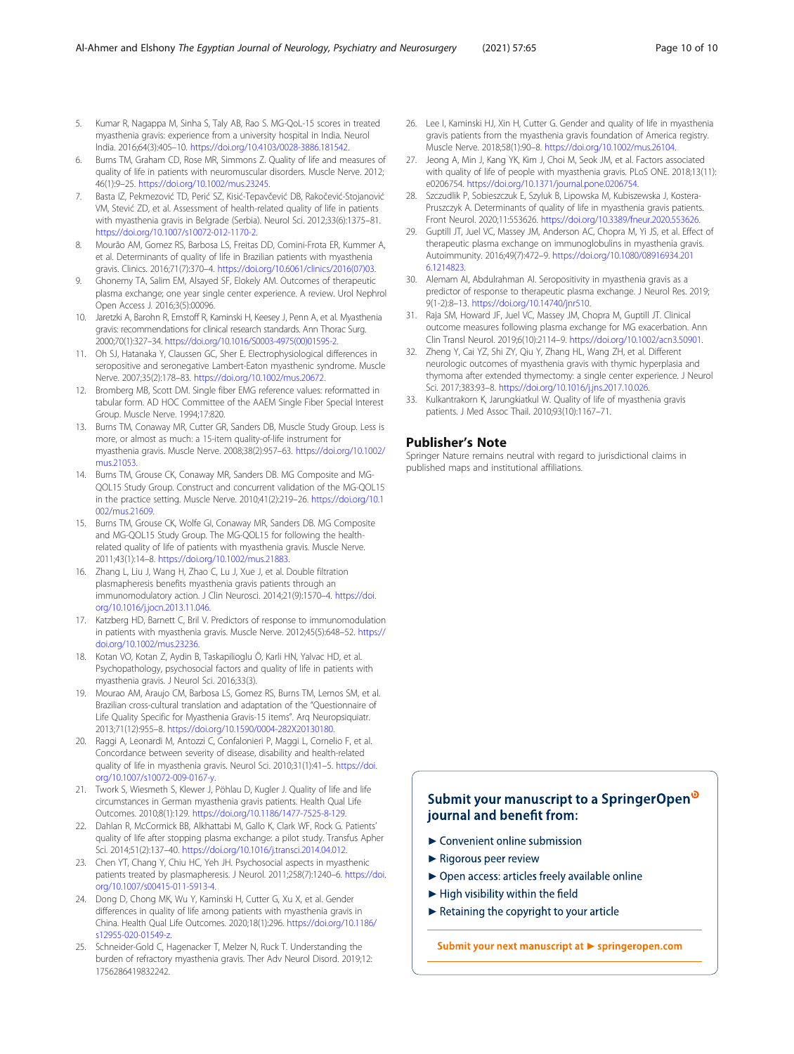5. Kumar R, Nagappa M, Sinha S, Taly AB, Rao S. MG-QoL-15 scores in treated myasthenia gravis: experience from a university hospital in India. Neurol India. 2016;64(3):405–10. https://doi.org/10.4103/0028-3886.181542.
6. Burns TM, Graham CD, Rose MR, Simmons Z. Quality of life and measures of quality of life in patients with neuromuscular disorders. Muscle Nerve. 2012; 46(1):9–25. https://doi.org/10.1002/mus.23245.
7. Basta IZ, Pekmezović TD, Perić SZ, Kisić-Tepavčević DB, Rakočević-Stojanović VM, Stević ZD, et al. Assessment of health-related quality of life in patients with myasthenia gravis in Belgrade (Serbia). Neurol Sci. 2012;33(6):1375–81. https://doi.org/10.1007/s10072-012-1170-2.
8. Mourão AM, Gomez RS, Barbosa LS, Freitas DD, Comini-Frota ER, Kummer A, et al. Determinants of quality of life in Brazilian patients with myasthenia gravis. Clinics. 2016;71(7):370–4. https://doi.org/10.6061/clinics/2016(07)03.
9. Ghonemy TA, Salim EM, Alsayed SF, Elokely AM. Outcomes of therapeutic plasma exchange; one year single center experience. A review. Urol Nephrol Open Access J. 2016;3(5):00096.
10. Jaretzki A, Barohn R, Ernstoff R, Kaminski H, Keesey J, Penn A, et al. Myasthenia gravis: recommendations for clinical research standards. Ann Thorac Surg. 2000;70(1):327–34. https://doi.org/10.1016/S0003-4975(00)01595-2.
11. Oh SJ, Hatanaka Y, Claussen GC, Sher E. Electrophysiological differences in seropositive and seronegative Lambert-Eaton myasthenic syndrome. Muscle Nerve. 2007;35(2):178–83. https://doi.org/10.1002/mus.20672.
12. Bromberg MB, Scott DM. Single fiber EMG reference values: reformatted in tabular form. AD HOC Committee of the AAEM Single Fiber Special Interest Group. Muscle Nerve. 1994;17:820.
13. Burns TM, Conaway MR, Cutter GR, Sanders DB, Muscle Study Group. Less is more, or almost as much: a 15-item quality-of-life instrument for myasthenia gravis. Muscle Nerve. 2008;38(2):957–63. https://doi.org/10.1002/mus.21053.
14. Burns TM, Grouse CK, Conaway MR, Sanders DB. MG Composite and MG-QOL15 Study Group. Construct and concurrent validation of the MG-QOL15 in the practice setting. Muscle Nerve. 2010;41(2):219–26. https://doi.org/10.1002/mus.21609.
15. Burns TM, Grouse CK, Wolfe GI, Conaway MR, Sanders DB. MG Composite and MG-QOL15 Study Group. The MG-QOL15 for following the health-related quality of life of patients with myasthenia gravis. Muscle Nerve. 2011;43(1):14–8. https://doi.org/10.1002/mus.21883.
16. Zhang L, Liu J, Wang H, Zhao C, Lu J, Xue J, et al. Double filtration plasmapheresis benefits myasthenia gravis patients through an immunomodulatory action. J Clin Neurosci. 2014;21(9):1570–4. https://doi.org/10.1016/j.jocn.2013.11.046.
17. Katzberg HD, Barnett C, Bril V. Predictors of response to immunomodulation in patients with myasthenia gravis. Muscle Nerve. 2012;45(5):648–52. https://doi.org/10.1002/mus.23236.
18. Kotan VO, Kotan Z, Aydin B, Taskapilioglu Ö, Karli HN, Yalvac HD, et al. Psychopathology, psychosocial factors and quality of life in patients with myasthenia gravis. J Neurol Sci. 2016;33(3).
19. Mourao AM, Araujo CM, Barbosa LS, Gomez RS, Burns TM, Lemos SM, et al. Brazilian cross-cultural translation and adaptation of the "Questionnaire of Life Quality Specific for Myasthenia Gravis-15 items". Arq Neuropsiquiatr. 2013;71(12):955–8. https://doi.org/10.1590/0004-282X20130180.
20. Raggi A, Leonardi M, Antozzi C, Confalonieri P, Maggi L, Cornelio F, et al. Concordance between severity of disease, disability and health-related quality of life in myasthenia gravis. Neurol Sci. 2010;31(1):41–5. https://doi.org/10.1007/s10072-009-0167-y.
21. Twork S, Wiesmeth S, Klewer J, Pöhlau D, Kugler J. Quality of life and life circumstances in German myasthenia gravis patients. Health Qual Life Outcomes. 2010;8(1):129. https://doi.org/10.1186/1477-7525-8-129.
22. Dahlan R, McCormick BB, Alkhattabi M, Gallo K, Clark WF, Rock G. Patients' quality of life after stopping plasma exchange: a pilot study. Transfus Apher Sci. 2014;51(2):137–40. https://doi.org/10.1016/j.transci.2014.04.012.
23. Chen YT, Chang Y, Chiu HC, Yeh JH. Psychosocial aspects in myasthenic patients treated by plasmapheresis. J Neurol. 2011;258(7):1240–6. https://doi.org/10.1007/s00415-011-5913-4.
24. Dong D, Chong MK, Wu Y, Kaminski H, Cutter G, Xu X, et al. Gender differences in quality of life among patients with myasthenia gravis in China. Health Qual Life Outcomes. 2020;18(1):296. https://doi.org/10.1186/s12955-020-01549-z.
25. Schneider-Gold C, Hagenacker T, Melzer N, Ruck T. Understanding the burden of refractory myasthenia gravis. Ther Adv Neurol Disord. 2019;12: 1756286419832242.
26. Lee I, Kaminski HJ, Xin H, Cutter G. Gender and quality of life in myasthenia gravis patients from the myasthenia gravis foundation of America registry. Muscle Nerve. 2018;58(1):90–8. https://doi.org/10.1002/mus.26104.
27. Jeong A, Min J, Kang YK, Kim J, Choi M, Seok JM, et al. Factors associated with quality of life of people with myasthenia gravis. PLoS ONE. 2018;13(11): e0206754. https://doi.org/10.1371/journal.pone.0206754.
28. Szczudlik P, Sobieszczuk E, Szyluk B, Lipowska M, Kubiszewska J, Kostera-Pruszczyk A. Determinants of quality of life in myasthenia gravis patients. Front Neurol. 2020;11:553626. https://doi.org/10.3389/fneur.2020.553626.
29. Guptill JT, Juel VC, Massey JM, Anderson AC, Chopra M, Yi JS, et al. Effect of therapeutic plasma exchange on immunoglobulins in myasthenia gravis. Autoimmunity. 2016;49(7):472–9. https://doi.org/10.1080/08916934.2016.1214823.
30. Alemam AI, Abdulrahman AI. Seropositivity in myasthenia gravis as a predictor of response to therapeutic plasma exchange. J Neurol Res. 2019; 9(1-2):8–13. https://doi.org/10.14740/jnr510.
31. Raja SM, Howard JF, Juel VC, Massey JM, Chopra M, Guptill JT. Clinical outcome measures following plasma exchange for MG exacerbation. Ann Clin Transl Neurol. 2019;6(10):2114–9. https://doi.org/10.1002/acn3.50901.
32. Zheng Y, Cai YZ, Shi ZY, Qiu Y, Zhang HL, Wang ZH, et al. Different neurologic outcomes of myasthenia gravis with thymic hyperplasia and thymoma after extended thymectomy: a single center experience. J Neurol Sci. 2017;383:93–8. https://doi.org/10.1016/j.jns.2017.10.026.
33. Kulkantrakorn K, Jarungkiatkul W. Quality of life of myasthenia gravis patients. J Med Assoc Thail. 2010;93(10):1167–71.

## Publisher's Note

Springer Nature remains neutral with regard to jurisdictional claims in published maps and institutional affiliations.